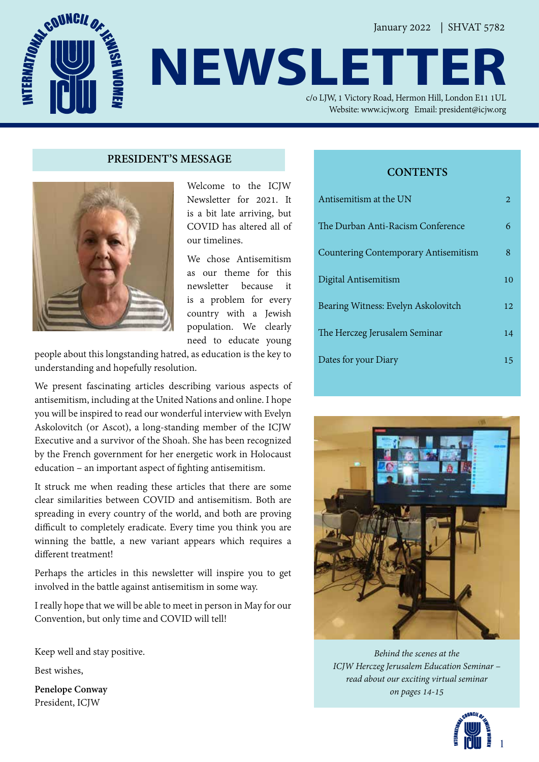January 2022 | SHVAT 5782

# NEWSLETTER

c/o LJW, 1 Victory Road, Hermon Hill, London E11 1UL
Website: www.icjw.org Email: president@icjw.org

## PRESIDENT'S MESSAGE

Welcome to the ICJW Newsletter for 2021. It is a bit late arriving, but COVID has altered all of our timelines.

We chose Antisemitism as our theme for this newsletter because it is a problem for every country with a Jewish population. We clearly need to educate young people about this longstanding hatred, as education is the key to understanding and hopefully resolution.

We present fascinating articles describing various aspects of antisemitism, including at the United Nations and online. I hope you will be inspired to read our wonderful interview with Evelyn Askolovitch (or Ascot), a long-standing member of the ICJW Executive and a survivor of the Shoah. She has been recognized by the French government for her energetic work in Holocaust education – an important aspect of fighting antisemitism.

It struck me when reading these articles that there are some clear similarities between COVID and antisemitism. Both are spreading in every country of the world, and both are proving difficult to completely eradicate. Every time you think you are winning the battle, a new variant appears which requires a different treatment!

Perhaps the articles in this newsletter will inspire you to get involved in the battle against antisemitism in some way.

I really hope that we will be able to meet in person in May for our Convention, but only time and COVID will tell!

Keep well and stay positive.

Best wishes,

**Penelope Conway**
President, ICJW

## CONTENTS

| | |
|---|---|
| Antisemitism at the UN | 2 |
| The Durban Anti-Racism Conference | 6 |
| Countering Contemporary Antisemitism | 8 |
| Digital Antisemitism | 10 |
| Bearing Witness: Evelyn Askolovitch | 12 |
| The Herczeg Jerusalem Seminar | 14 |
| Dates for your Diary | 15 |

*Behind the scenes at the ICJW Herczeg Jerusalem Education Seminar – read about our exciting virtual seminar on pages 14-15*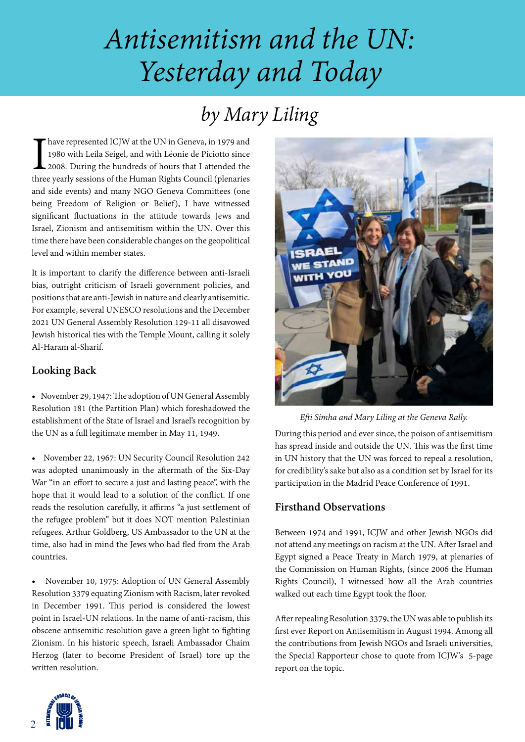# Antisemitism and the UN: Yesterday and Today

## by Mary Liling

I have represented ICJW at the UN in Geneva, in 1979 and 1980 with Leila Seigel, and with Léonie de Picciotto since 2008. During the hundreds of hours that I attended the three yearly sessions of the Human Rights Council (plenaries and side events) and many NGO Geneva Committees (one being Freedom of Religion or Belief), I have witnessed significant fluctuations in the attitude towards Jews and Israel, Zionism and antisemitism within the UN. Over this time there have been considerable changes on the geopolitical level and within member states.

It is important to clarify the difference between anti-Israeli bias, outright criticism of Israeli government policies, and positions that are anti-Jewish in nature and clearly antisemitic. For example, several UNESCO resolutions and the December 2021 UN General Assembly Resolution 129-11 all disavowed Jewish historical ties with the Temple Mount, calling it solely Al-Haram al-Sharif.

### Looking Back

- November 29, 1947: The adoption of UN General Assembly Resolution 181 (the Partition Plan) which foreshadowed the establishment of the State of Israel and Israel's recognition by the UN as a full legitimate member in May 11, 1949.

- November 22, 1967: UN Security Council Resolution 242 was adopted unanimously in the aftermath of the Six-Day War "in an effort to secure a just and lasting peace", with the hope that it would lead to a solution of the conflict. If one reads the resolution carefully, it affirms "a just settlement of the refugee problem" but it does NOT mention Palestinian refugees. Arthur Goldberg, US Ambassador to the UN at the time, also had in mind the Jews who had fled from the Arab countries.

- November 10, 1975: Adoption of UN General Assembly Resolution 3379 equating Zionism with Racism, later revoked in December 1991. This period is considered the lowest point in Israel-UN relations. In the name of anti-racism, this obscene antisemitic resolution gave a green light to fighting Zionism. In his historic speech, Israeli Ambassador Chaim Herzog (later to become President of Israel) tore up the written resolution.

*Efti Simha and Mary Liling at the Geneva Rally.*

During this period and ever since, the poison of antisemitism has spread inside and outside the UN. This was the first time in UN history that the UN was forced to repeal a resolution, for credibility's sake but also as a condition set by Israel for its participation in the Madrid Peace Conference of 1991.

### Firsthand Observations

Between 1974 and 1991, ICJW and other Jewish NGOs did not attend any meetings on racism at the UN. After Israel and Egypt signed a Peace Treaty in March 1979, at plenaries of the Commission on Human Rights, (since 2006 the Human Rights Council), I witnessed how all the Arab countries walked out each time Egypt took the floor.

After repealing Resolution 3379, the UN was able to publish its first ever Report on Antisemitism in August 1994. Among all the contributions from Jewish NGOs and Israeli universities, the Special Rapporteur chose to quote from ICJW's 5-page report on the topic.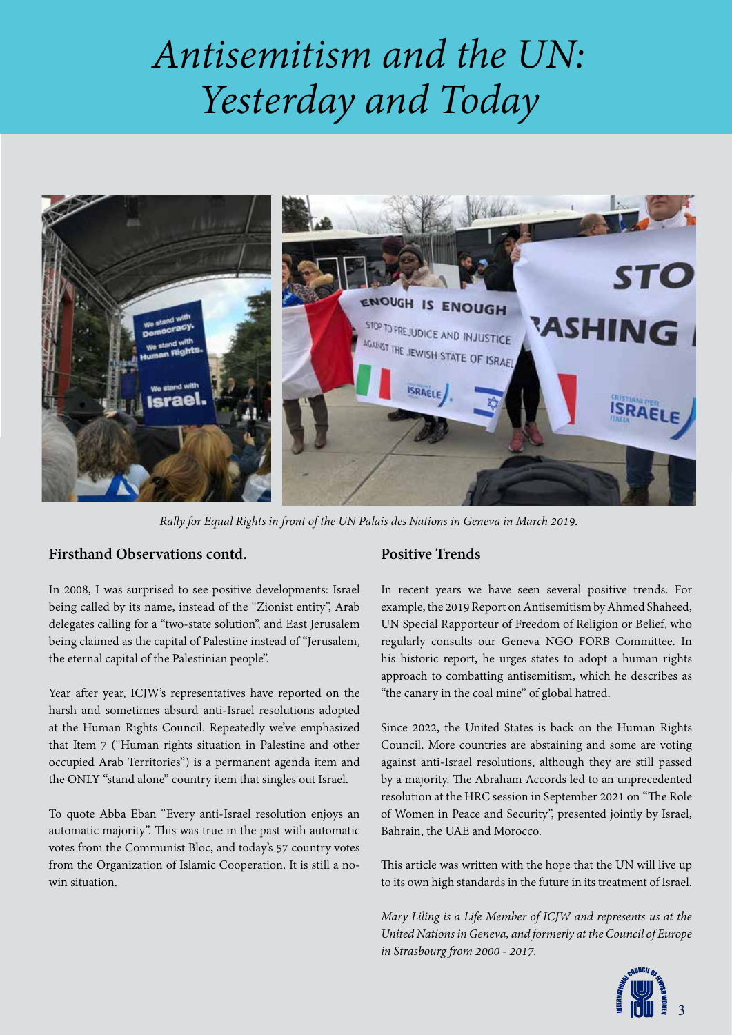# Antisemitism and the UN: Yesterday and Today

*Rally for Equal Rights in front of the UN Palais des Nations in Geneva in March 2019.*

### Firsthand Observations contd.

In 2008, I was surprised to see positive developments: Israel being called by its name, instead of the "Zionist entity", Arab delegates calling for a "two-state solution", and East Jerusalem being claimed as the capital of Palestine instead of "Jerusalem, the eternal capital of the Palestinian people".

Year after year, ICJW's representatives have reported on the harsh and sometimes absurd anti-Israel resolutions adopted at the Human Rights Council. Repeatedly we've emphasized that Item 7 ("Human rights situation in Palestine and other occupied Arab Territories") is a permanent agenda item and the ONLY "stand alone" country item that singles out Israel.

To quote Abba Eban "Every anti-Israel resolution enjoys an automatic majority". This was true in the past with automatic votes from the Communist Bloc, and today's 57 country votes from the Organization of Islamic Cooperation. It is still a no-win situation.

### Positive Trends

In recent years we have seen several positive trends. For example, the 2019 Report on Antisemitism by Ahmed Shaheed, UN Special Rapporteur of Freedom of Religion or Belief, who regularly consults our Geneva NGO FORB Committee. In his historic report, he urges states to adopt a human rights approach to combatting antisemitism, which he describes as "the canary in the coal mine" of global hatred.

Since 2022, the United States is back on the Human Rights Council. More countries are abstaining and some are voting against anti-Israel resolutions, although they are still passed by a majority. The Abraham Accords led to an unprecedented resolution at the HRC session in September 2021 on "The Role of Women in Peace and Security", presented jointly by Israel, Bahrain, the UAE and Morocco.

This article was written with the hope that the UN will live up to its own high standards in the future in its treatment of Israel.

*Mary Liling is a Life Member of ICJW and represents us at the United Nations in Geneva, and formerly at the Council of Europe in Strasbourg from 2000 - 2017.*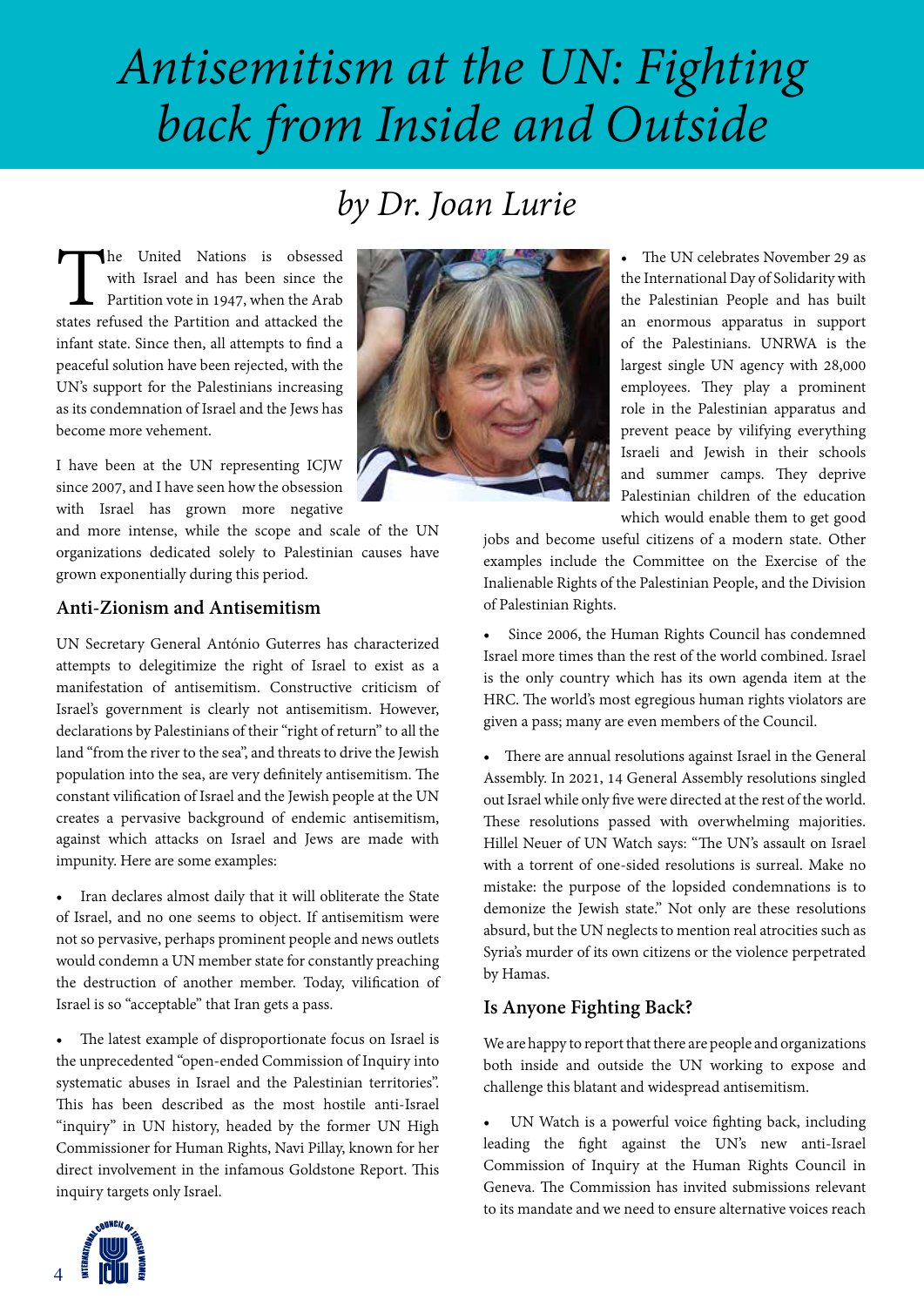# Antisemitism at the UN: Fighting back from Inside and Outside

## by Dr. Joan Lurie

The United Nations is obsessed with Israel and has been since the Partition vote in 1947, when the Arab states refused the Partition and attacked the infant state. Since then, all attempts to find a peaceful solution have been rejected, with the UN's support for the Palestinians increasing as its condemnation of Israel and the Jews has become more vehement.

I have been at the UN representing ICJW since 2007, and I have seen how the obsession with Israel has grown more negative and more intense, while the scope and scale of the UN organizations dedicated solely to Palestinian causes have grown exponentially during this period.

### Anti-Zionism and Antisemitism

UN Secretary General António Guterres has characterized attempts to delegitimize the right of Israel to exist as a manifestation of antisemitism. Constructive criticism of Israel's government is clearly not antisemitism. However, declarations by Palestinians of their "right of return" to all the land "from the river to the sea", and threats to drive the Jewish population into the sea, are very definitely antisemitism. The constant vilification of Israel and the Jewish people at the UN creates a pervasive background of endemic antisemitism, against which attacks on Israel and Jews are made with impunity. Here are some examples:

- Iran declares almost daily that it will obliterate the State of Israel, and no one seems to object. If antisemitism were not so pervasive, perhaps prominent people and news outlets would condemn a UN member state for constantly preaching the destruction of another member. Today, vilification of Israel is so "acceptable" that Iran gets a pass.

- The latest example of disproportionate focus on Israel is the unprecedented "open-ended Commission of Inquiry into systematic abuses in Israel and the Palestinian territories". This has been described as the most hostile anti-Israel "inquiry" in UN history, headed by the former UN High Commissioner for Human Rights, Navi Pillay, known for her direct involvement in the infamous Goldstone Report. This inquiry targets only Israel.

- The UN celebrates November 29 as the International Day of Solidarity with the Palestinian People and has built an enormous apparatus in support of the Palestinians. UNRWA is the largest single UN agency with 28,000 employees. They play a prominent role in the Palestinian apparatus and prevent peace by vilifying everything Israeli and Jewish in their schools and summer camps. They deprive Palestinian children of the education which would enable them to get good jobs and become useful citizens of a modern state. Other examples include the Committee on the Exercise of the Inalienable Rights of the Palestinian People, and the Division of Palestinian Rights.

- Since 2006, the Human Rights Council has condemned Israel more times than the rest of the world combined. Israel is the only country which has its own agenda item at the HRC. The world's most egregious human rights violators are given a pass; many are even members of the Council.

- There are annual resolutions against Israel in the General Assembly. In 2021, 14 General Assembly resolutions singled out Israel while only five were directed at the rest of the world. These resolutions passed with overwhelming majorities. Hillel Neuer of UN Watch says: "The UN's assault on Israel with a torrent of one-sided resolutions is surreal. Make no mistake: the purpose of the lopsided condemnations is to demonize the Jewish state." Not only are these resolutions absurd, but the UN neglects to mention real atrocities such as Syria's murder of its own citizens or the violence perpetrated by Hamas.

### Is Anyone Fighting Back?

We are happy to report that there are people and organizations both inside and outside the UN working to expose and challenge this blatant and widespread antisemitism.

- UN Watch is a powerful voice fighting back, including leading the fight against the UN's new anti-Israel Commission of Inquiry at the Human Rights Council in Geneva. The Commission has invited submissions relevant to its mandate and we need to ensure alternative voices reach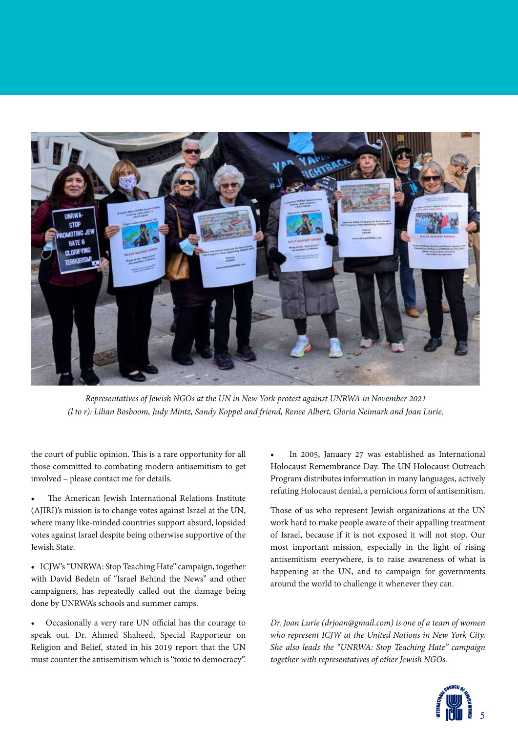*Representatives of Jewish NGOs at the UN in New York protest against UNRWA in November 2021 (l to r): Lilian Bosboom, Judy Mintz, Sandy Koppel and friend, Renee Albert, Gloria Neimark and Joan Lurie.*

the court of public opinion. This is a rare opportunity for all those committed to combating modern antisemitism to get involved – please contact me for details.

- The American Jewish International Relations Institute (AJIRI)'s mission is to change votes against Israel at the UN, where many like-minded countries support absurd, lopsided votes against Israel despite being otherwise supportive of the Jewish State.

- ICJW's "UNRWA: Stop Teaching Hate" campaign, together with David Bedein of "Israel Behind the News" and other campaigners, has repeatedly called out the damage being done by UNRWA's schools and summer camps.

- Occasionally a very rare UN official has the courage to speak out. Dr. Ahmed Shaheed, Special Rapporteur on Religion and Belief, stated in his 2019 report that the UN must counter the antisemitism which is "toxic to democracy".

- In 2005, January 27 was established as International Holocaust Remembrance Day. The UN Holocaust Outreach Program distributes information in many languages, actively refuting Holocaust denial, a pernicious form of antisemitism.

Those of us who represent Jewish organizations at the UN work hard to make people aware of their appalling treatment of Israel, because if it is not exposed it will not stop. Our most important mission, especially in the light of rising antisemitism everywhere, is to raise awareness of what is happening at the UN, and to campaign for governments around the world to challenge it whenever they can.

*Dr. Joan Lurie (drjoan@gmail.com) is one of a team of women who represent ICJW at the United Nations in New York City. She also leads the "UNRWA: Stop Teaching Hate" campaign together with representatives of other Jewish NGOs.*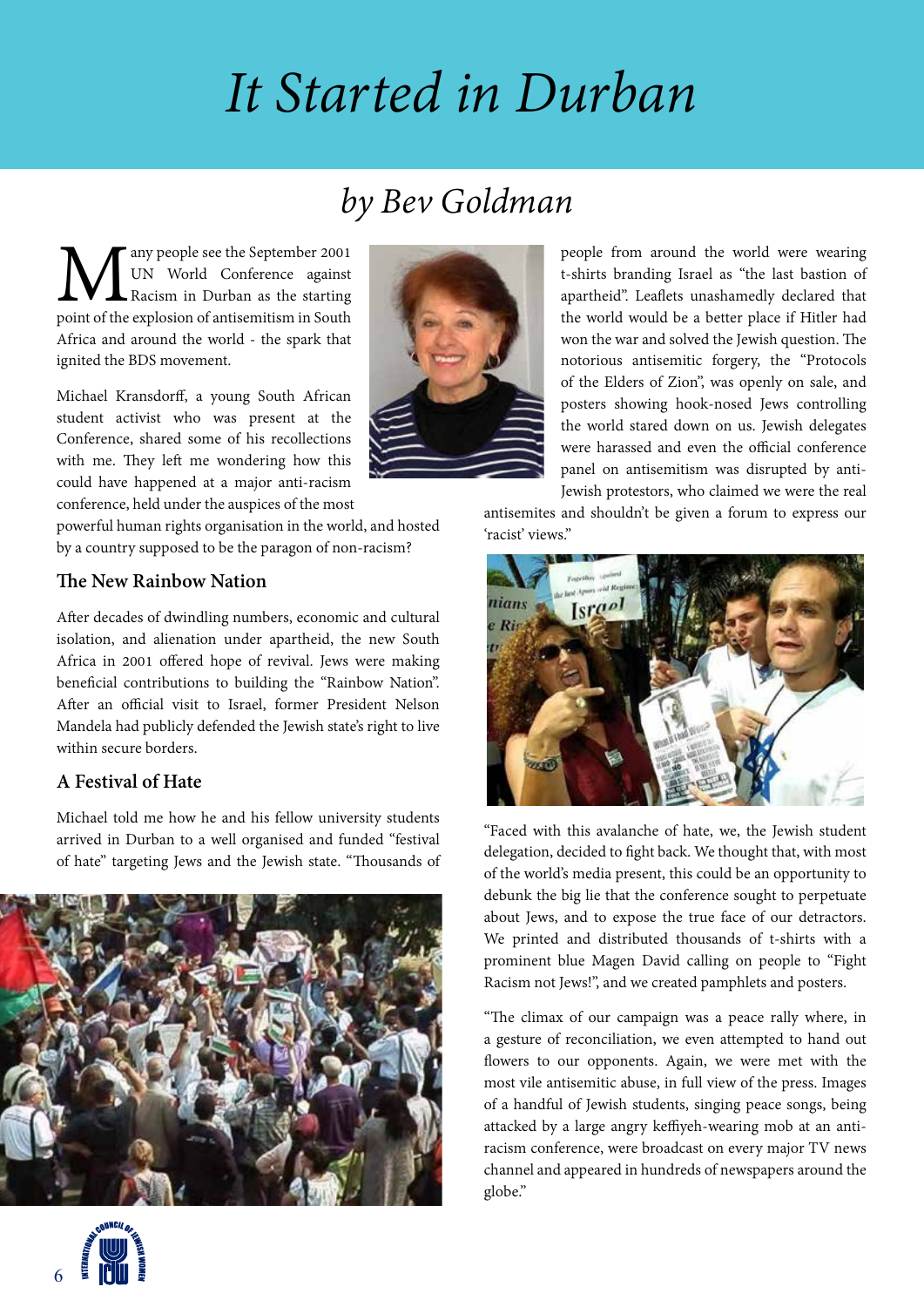# It Started in Durban

## *by Bev Goldman*

Many people see the September 2001 UN World Conference against Racism in Durban as the starting point of the explosion of antisemitism in South Africa and around the world - the spark that ignited the BDS movement.

Michael Kransdorff, a young South African student activist who was present at the Conference, shared some of his recollections with me. They left me wondering how this could have happened at a major anti-racism conference, held under the auspices of the most powerful human rights organisation in the world, and hosted by a country supposed to be the paragon of non-racism?

### The New Rainbow Nation

After decades of dwindling numbers, economic and cultural isolation, and alienation under apartheid, the new South Africa in 2001 offered hope of revival. Jews were making beneficial contributions to building the "Rainbow Nation". After an official visit to Israel, former President Nelson Mandela had publicly defended the Jewish state's right to live within secure borders.

### A Festival of Hate

Michael told me how he and his fellow university students arrived in Durban to a well organised and funded "festival of hate" targeting Jews and the Jewish state. "Thousands of people from around the world were wearing t-shirts branding Israel as "the last bastion of apartheid". Leaflets unashamedly declared that the world would be a better place if Hitler had won the war and solved the Jewish question. The notorious antisemitic forgery, the "Protocols of the Elders of Zion", was openly on sale, and posters showing hook-nosed Jews controlling the world stared down on us. Jewish delegates were harassed and even the official conference panel on antisemitism was disrupted by anti-Jewish protestors, who claimed we were the real antisemites and shouldn't be given a forum to express our 'racist' views."

"Faced with this avalanche of hate, we, the Jewish student delegation, decided to fight back. We thought that, with most of the world's media present, this could be an opportunity to debunk the big lie that the conference sought to perpetuate about Jews, and to expose the true face of our detractors. We printed and distributed thousands of t-shirts with a prominent blue Magen David calling on people to "Fight Racism not Jews!", and we created pamphlets and posters.

"The climax of our campaign was a peace rally where, in a gesture of reconciliation, we even attempted to hand out flowers to our opponents. Again, we were met with the most vile antisemitic abuse, in full view of the press. Images of a handful of Jewish students, singing peace songs, being attacked by a large angry keffiyeh-wearing mob at an anti-racism conference, were broadcast on every major TV news channel and appeared in hundreds of newspapers around the globe."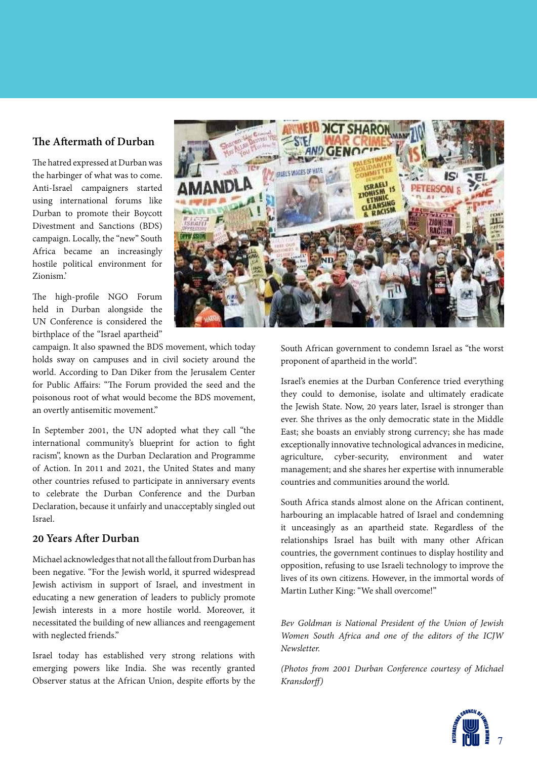## The Aftermath of Durban

The hatred expressed at Durban was the harbinger of what was to come. Anti-Israel campaigners started using international forums like Durban to promote their Boycott Divestment and Sanctions (BDS) campaign. Locally, the "new" South Africa became an increasingly hostile political environment for Zionism.'

The high-profile NGO Forum held in Durban alongside the UN Conference is considered the birthplace of the "Israel apartheid" campaign. It also spawned the BDS movement, which today holds sway on campuses and in civil society around the world. According to Dan Diker from the Jerusalem Center for Public Affairs: "The Forum provided the seed and the poisonous root of what would become the BDS movement, an overtly antisemitic movement."

In September 2001, the UN adopted what they call "the international community's blueprint for action to fight racism", known as the Durban Declaration and Programme of Action. In 2011 and 2021, the United States and many other countries refused to participate in anniversary events to celebrate the Durban Conference and the Durban Declaration, because it unfairly and unacceptably singled out Israel.

## 20 Years After Durban

Michael acknowledges that not all the fallout from Durban has been negative. "For the Jewish world, it spurred widespread Jewish activism in support of Israel, and investment in educating a new generation of leaders to publicly promote Jewish interests in a more hostile world. Moreover, it necessitated the building of new alliances and reengagement with neglected friends."

Israel today has established very strong relations with emerging powers like India. She was recently granted Observer status at the African Union, despite efforts by the South African government to condemn Israel as "the worst proponent of apartheid in the world".

Israel's enemies at the Durban Conference tried everything they could to demonise, isolate and ultimately eradicate the Jewish State. Now, 20 years later, Israel is stronger than ever. She thrives as the only democratic state in the Middle East; she boasts an enviably strong currency; she has made exceptionally innovative technological advances in medicine, agriculture, cyber-security, environment and water management; and she shares her expertise with innumerable countries and communities around the world.

South Africa stands almost alone on the African continent, harbouring an implacable hatred of Israel and condemning it unceasingly as an apartheid state. Regardless of the relationships Israel has built with many other African countries, the government continues to display hostility and opposition, refusing to use Israeli technology to improve the lives of its own citizens. However, in the immortal words of Martin Luther King: "We shall overcome!"

*Bev Goldman is National President of the Union of Jewish Women South Africa and one of the editors of the ICJW Newsletter.*

*(Photos from 2001 Durban Conference courtesy of Michael Kransdorff)*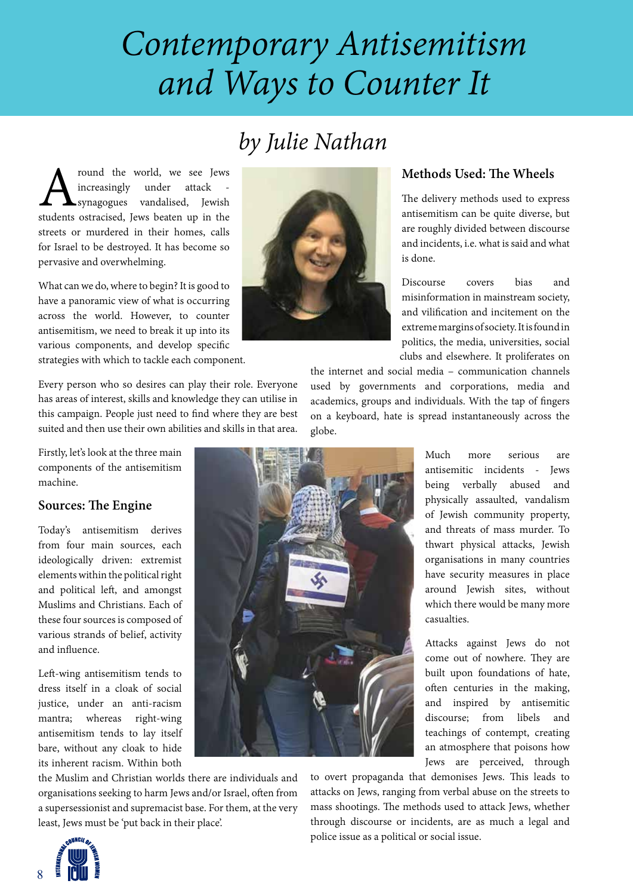# Contemporary Antisemitism and Ways to Counter It

## by Julie Nathan

Around the world, we see Jews increasingly under attack - synagogues vandalised, Jewish students ostracised, Jews beaten up in the streets or murdered in their homes, calls for Israel to be destroyed. It has become so pervasive and overwhelming.

What can we do, where to begin? It is good to have a panoramic view of what is occurring across the world. However, to counter antisemitism, we need to break it up into its various components, and develop specific strategies with which to tackle each component.

Every person who so desires can play their role. Everyone has areas of interest, skills and knowledge they can utilise in this campaign. People just need to find where they are best suited and then use their own abilities and skills in that area.

Firstly, let's look at the three main components of the antisemitism machine.

### Sources: The Engine

Today's antisemitism derives from four main sources, each ideologically driven: extremist elements within the political right and political left, and amongst Muslims and Christians. Each of these four sources is composed of various strands of belief, activity and influence.

Left-wing antisemitism tends to dress itself in a cloak of social justice, under an anti-racism mantra; whereas right-wing antisemitism tends to lay itself bare, without any cloak to hide its inherent racism. Within both the Muslim and Christian worlds there are individuals and organisations seeking to harm Jews and/or Israel, often from a supersessionist and supremacist base. For them, at the very least, Jews must be 'put back in their place'.

### Methods Used: The Wheels

The delivery methods used to express antisemitism can be quite diverse, but are roughly divided between discourse and incidents, i.e. what is said and what is done.

Discourse covers bias and misinformation in mainstream society, and vilification and incitement on the extreme margins of society. It is found in politics, the media, universities, social clubs and elsewhere. It proliferates on the internet and social media – communication channels used by governments and corporations, media and academics, groups and individuals. With the tap of fingers on a keyboard, hate is spread instantaneously across the globe.

Much more serious are antisemitic incidents - Jews being verbally abused and physically assaulted, vandalism of Jewish community property, and threats of mass murder. To thwart physical attacks, Jewish organisations in many countries have security measures in place around Jewish sites, without which there would be many more casualties.

Attacks against Jews do not come out of nowhere. They are built upon foundations of hate, often centuries in the making, and inspired by antisemitic discourse; from libels and teachings of contempt, creating an atmosphere that poisons how Jews are perceived, through to overt propaganda that demonises Jews. This leads to attacks on Jews, ranging from verbal abuse on the streets to mass shootings. The methods used to attack Jews, whether through discourse or incidents, are as much a legal and police issue as a political or social issue.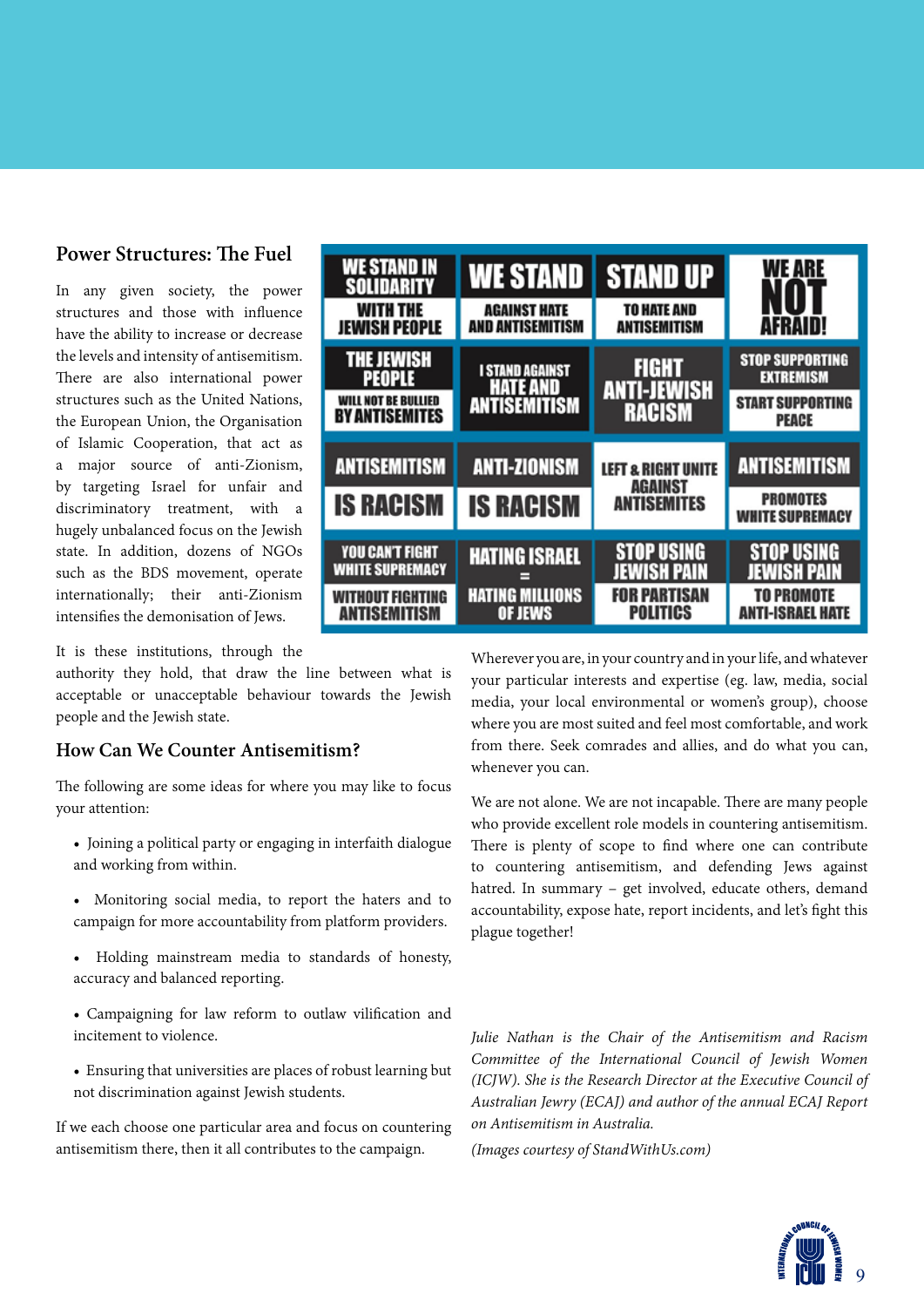## Power Structures: The Fuel

In any given society, the power structures and those with influence have the ability to increase or decrease the levels and intensity of antisemitism. There are also international power structures such as the United Nations, the European Union, the Organisation of Islamic Cooperation, that act as a major source of anti-Zionism, by targeting Israel for unfair and discriminatory treatment, with a hugely unbalanced focus on the Jewish state. In addition, dozens of NGOs such as the BDS movement, operate internationally; their anti-Zionism intensifies the demonisation of Jews.

It is these institutions, through the authority they hold, that draw the line between what is acceptable or unacceptable behaviour towards the Jewish people and the Jewish state.

## How Can We Counter Antisemitism?

The following are some ideas for where you may like to focus your attention:

- Joining a political party or engaging in interfaith dialogue and working from within.
- Monitoring social media, to report the haters and to campaign for more accountability from platform providers.
- Holding mainstream media to standards of honesty, accuracy and balanced reporting.
- Campaigning for law reform to outlaw vilification and incitement to violence.
- Ensuring that universities are places of robust learning but not discrimination against Jewish students.

If we each choose one particular area and focus on countering antisemitism there, then it all contributes to the campaign.

Wherever you are, in your country and in your life, and whatever your particular interests and expertise (eg. law, media, social media, your local environmental or women's group), choose where you are most suited and feel most comfortable, and work from there. Seek comrades and allies, and do what you can, whenever you can.

We are not alone. We are not incapable. There are many people who provide excellent role models in countering antisemitism. There is plenty of scope to find where one can contribute to countering antisemitism, and defending Jews against hatred. In summary – get involved, educate others, demand accountability, expose hate, report incidents, and let's fight this plague together!

*Julie Nathan is the Chair of the Antisemitism and Racism Committee of the International Council of Jewish Women (ICJW). She is the Research Director at the Executive Council of Australian Jewry (ECAJ) and author of the annual ECAJ Report on Antisemitism in Australia.*

*(Images courtesy of StandWithUs.com)*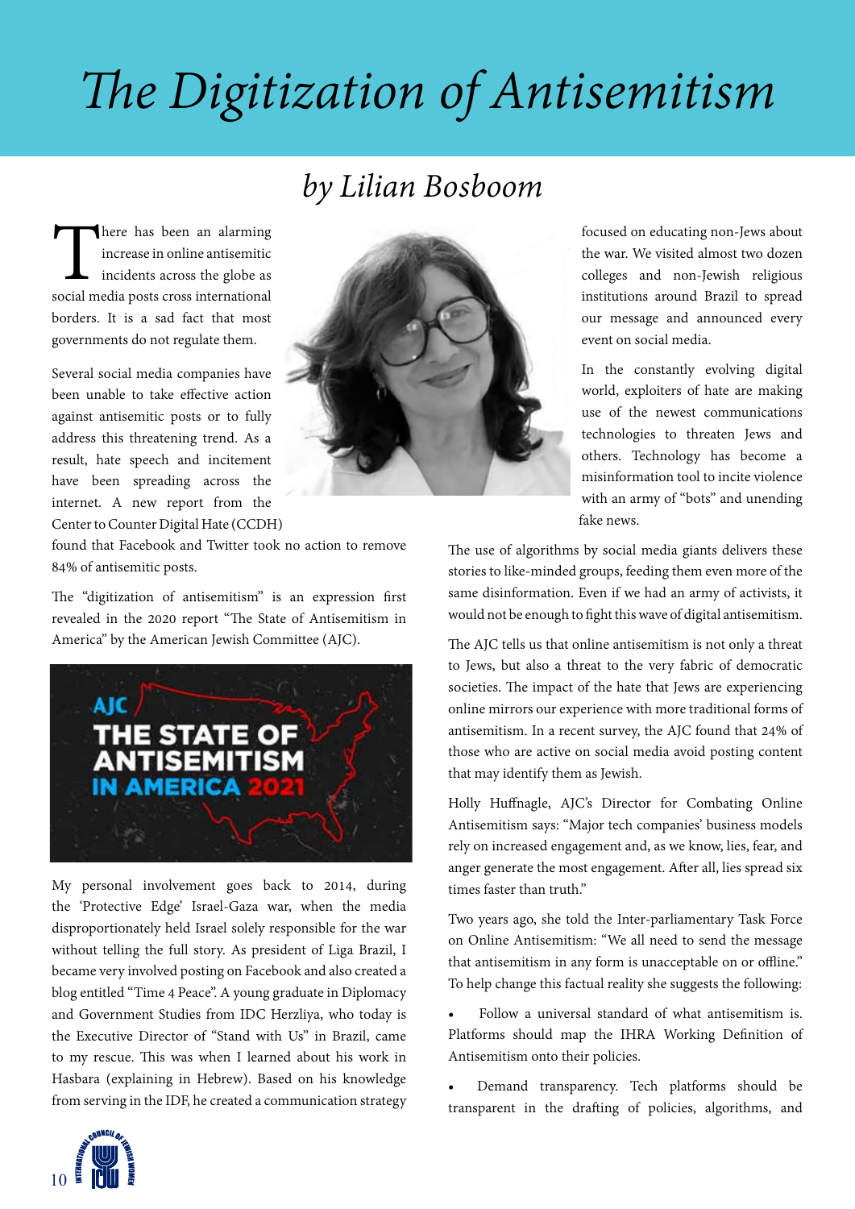# The Digitization of Antisemitism

## by Lilian Bosboom

There has been an alarming increase in online antisemitic incidents across the globe as social media posts cross international borders. It is a sad fact that most governments do not regulate them.

Several social media companies have been unable to take effective action against antisemitic posts or to fully address this threatening trend. As a result, hate speech and incitement have been spreading across the internet. A new report from the Center to Counter Digital Hate (CCDH) found that Facebook and Twitter took no action to remove 84% of antisemitic posts.

The "digitization of antisemitism" is an expression first revealed in the 2020 report "The State of Antisemitism in America" by the American Jewish Committee (AJC).

My personal involvement goes back to 2014, during the 'Protective Edge' Israel-Gaza war, when the media disproportionately held Israel solely responsible for the war without telling the full story. As president of Liga Brazil, I became very involved posting on Facebook and also created a blog entitled "Time 4 Peace". A young graduate in Diplomacy and Government Studies from IDC Herzliya, who today is the Executive Director of "Stand with Us" in Brazil, came to my rescue. This was when I learned about his work in Hasbara (explaining in Hebrew). Based on his knowledge from serving in the IDF, he created a communication strategy focused on educating non-Jews about the war. We visited almost two dozen colleges and non-Jewish religious institutions around Brazil to spread our message and announced every event on social media.

In the constantly evolving digital world, exploiters of hate are making use of the newest communications technologies to threaten Jews and others. Technology has become a misinformation tool to incite violence with an army of "bots" and unending fake news.

The use of algorithms by social media giants delivers these stories to like-minded groups, feeding them even more of the same disinformation. Even if we had an army of activists, it would not be enough to fight this wave of digital antisemitism.

The AJC tells us that online antisemitism is not only a threat to Jews, but also a threat to the very fabric of democratic societies. The impact of the hate that Jews are experiencing online mirrors our experience with more traditional forms of antisemitism. In a recent survey, the AJC found that 24% of those who are active on social media avoid posting content that may identify them as Jewish.

Holly Huffnagle, AJC's Director for Combating Online Antisemitism says: "Major tech companies' business models rely on increased engagement and, as we know, lies, fear, and anger generate the most engagement. After all, lies spread six times faster than truth."

Two years ago, she told the Inter-parliamentary Task Force on Online Antisemitism: "We all need to send the message that antisemitism in any form is unacceptable on or offline." To help change this factual reality she suggests the following:

- Follow a universal standard of what antisemitism is. Platforms should map the IHRA Working Definition of Antisemitism onto their policies.
- Demand transparency. Tech platforms should be transparent in the drafting of policies, algorithms, and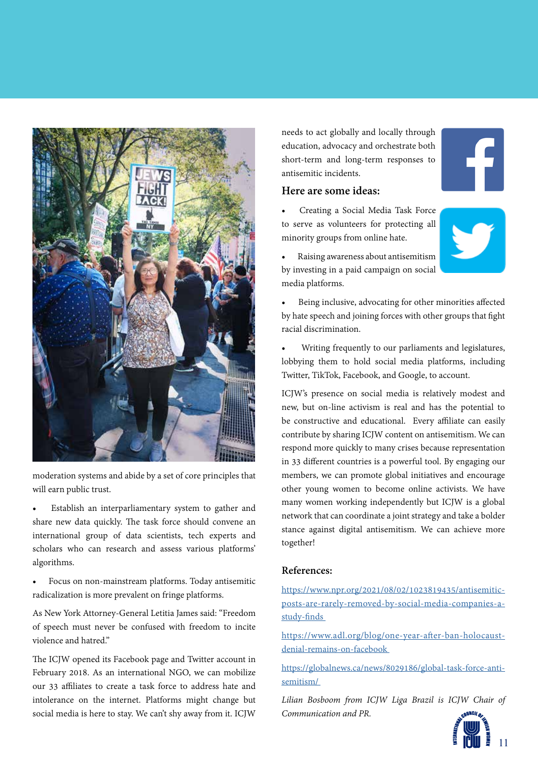moderation systems and abide by a set of core principles that will earn public trust.

- Establish an interparliamentary system to gather and share new data quickly. The task force should convene an international group of data scientists, tech experts and scholars who can research and assess various platforms' algorithms.
- Focus on non-mainstream platforms. Today antisemitic radicalization is more prevalent on fringe platforms.

As New York Attorney-General Letitia James said: "Freedom of speech must never be confused with freedom to incite violence and hatred."

The ICJW opened its Facebook page and Twitter account in February 2018. As an international NGO, we can mobilize our 33 affiliates to create a task force to address hate and intolerance on the internet. Platforms might change but social media is here to stay. We can't shy away from it. ICJW needs to act globally and locally through education, advocacy and orchestrate both short-term and long-term responses to antisemitic incidents.

### Here are some ideas:

- Creating a Social Media Task Force to serve as volunteers for protecting all minority groups from online hate.
- Raising awareness about antisemitism by investing in a paid campaign on social media platforms.
- Being inclusive, advocating for other minorities affected by hate speech and joining forces with other groups that fight racial discrimination.
- Writing frequently to our parliaments and legislatures, lobbying them to hold social media platforms, including Twitter, TikTok, Facebook, and Google, to account.

ICJW's presence on social media is relatively modest and new, but on-line activism is real and has the potential to be constructive and educational. Every affiliate can easily contribute by sharing ICJW content on antisemitism. We can respond more quickly to many crises because representation in 33 different countries is a powerful tool. By engaging our members, we can promote global initiatives and encourage other young women to become online activists. We have many women working independently but ICJW is a global network that can coordinate a joint strategy and take a bolder stance against digital antisemitism. We can achieve more together!

### References:

https://www.npr.org/2021/08/02/1023819435/antisemitic-posts-are-rarely-removed-by-social-media-companies-a-study-finds

https://www.adl.org/blog/one-year-after-ban-holocaust-denial-remains-on-facebook

https://globalnews.ca/news/8029186/global-task-force-anti-semitism/

*Lilian Bosboom from ICJW Liga Brazil is ICJW Chair of Communication and PR.*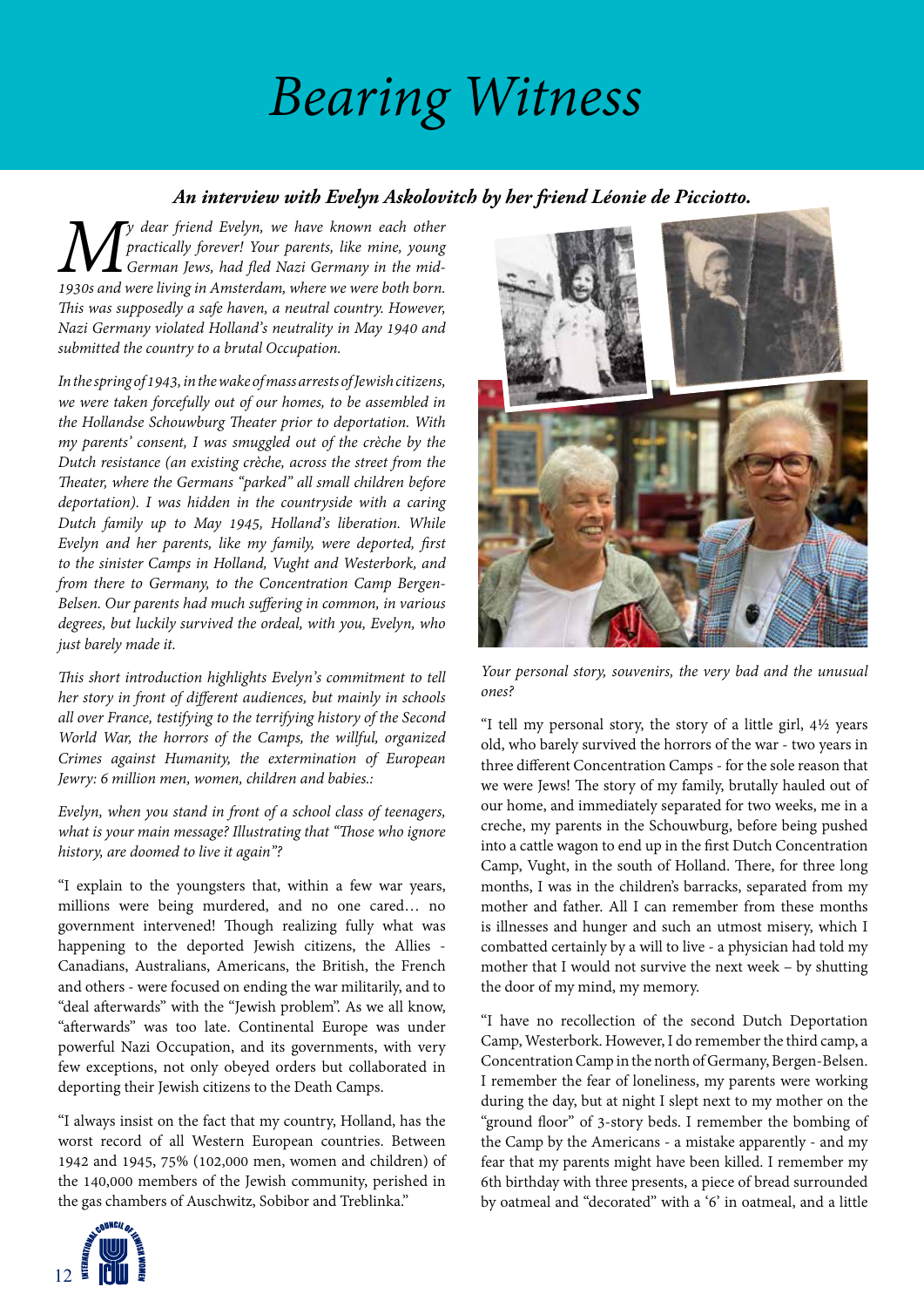# Bearing Witness

***An interview with Evelyn Askolovitch by her friend Léonie de Picciotto.***

*My dear friend Evelyn, we have known each other practically forever! Your parents, like mine, young German Jews, had fled Nazi Germany in the mid-1930s and were living in Amsterdam, where we were both born. This was supposedly a safe haven, a neutral country. However, Nazi Germany violated Holland's neutrality in May 1940 and submitted the country to a brutal Occupation.*

*In the spring of 1943, in the wake of mass arrests of Jewish citizens, we were taken forcefully out of our homes, to be assembled in the Hollandse Schouwburg Theater prior to deportation. With my parents' consent, I was smuggled out of the crèche by the Dutch resistance (an existing crèche, across the street from the Theater, where the Germans "parked" all small children before deportation). I was hidden in the countryside with a caring Dutch family up to May 1945, Holland's liberation. While Evelyn and her parents, like my family, were deported, first to the sinister Camps in Holland, Vught and Westerbork, and from there to Germany, to the Concentration Camp Bergen-Belsen. Our parents had much suffering in common, in various degrees, but luckily survived the ordeal, with you, Evelyn, who just barely made it.*

*This short introduction highlights Evelyn's commitment to tell her story in front of different audiences, but mainly in schools all over France, testifying to the terrifying history of the Second World War, the horrors of the Camps, the willful, organized Crimes against Humanity, the extermination of European Jewry: 6 million men, women, children and babies.:*

*Evelyn, when you stand in front of a school class of teenagers, what is your main message? Illustrating that "Those who ignore history, are doomed to live it again"?*

"I explain to the youngsters that, within a few war years, millions were being murdered, and no one cared… no government intervened! Though realizing fully what was happening to the deported Jewish citizens, the Allies - Canadians, Australians, Americans, the British, the French and others - were focused on ending the war militarily, and to "deal afterwards" with the "Jewish problem". As we all know, "afterwards" was too late. Continental Europe was under powerful Nazi Occupation, and its governments, with very few exceptions, not only obeyed orders but collaborated in deporting their Jewish citizens to the Death Camps.

"I always insist on the fact that my country, Holland, has the worst record of all Western European countries. Between 1942 and 1945, 75% (102,000 men, women and children) of the 140,000 members of the Jewish community, perished in the gas chambers of Auschwitz, Sobibor and Treblinka."

*Your personal story, souvenirs, the very bad and the unusual ones?*

"I tell my personal story, the story of a little girl, 4½ years old, who barely survived the horrors of the war - two years in three different Concentration Camps - for the sole reason that we were Jews! The story of my family, brutally hauled out of our home, and immediately separated for two weeks, me in a creche, my parents in the Schouwburg, before being pushed into a cattle wagon to end up in the first Dutch Concentration Camp, Vught, in the south of Holland. There, for three long months, I was in the children's barracks, separated from my mother and father. All I can remember from these months is illnesses and hunger and such an utmost misery, which I combatted certainly by a will to live - a physician had told my mother that I would not survive the next week – by shutting the door of my mind, my memory.

"I have no recollection of the second Dutch Deportation Camp, Westerbork. However, I do remember the third camp, a Concentration Camp in the north of Germany, Bergen-Belsen. I remember the fear of loneliness, my parents were working during the day, but at night I slept next to my mother on the "ground floor" of 3-story beds. I remember the bombing of the Camp by the Americans - a mistake apparently - and my fear that my parents might have been killed. I remember my 6th birthday with three presents, a piece of bread surrounded by oatmeal and "decorated" with a '6' in oatmeal, and a little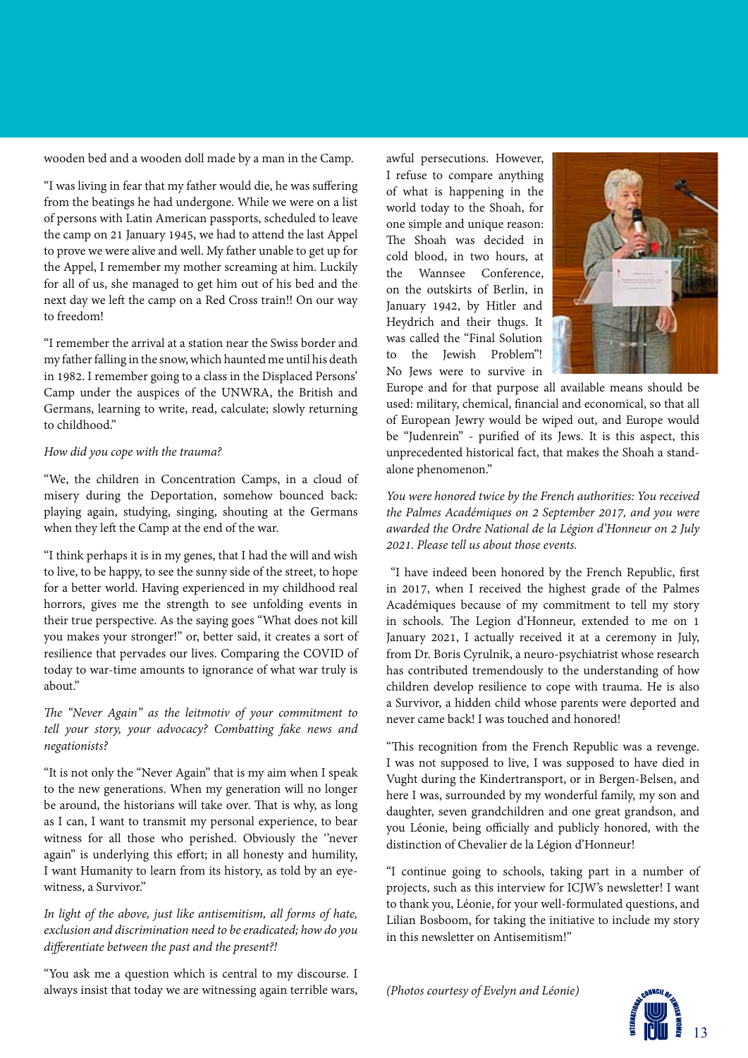wooden bed and a wooden doll made by a man in the Camp.

"I was living in fear that my father would die, he was suffering from the beatings he had undergone. While we were on a list of persons with Latin American passports, scheduled to leave the camp on 21 January 1945, we had to attend the last Appel to prove we were alive and well. My father unable to get up for the Appel, I remember my mother screaming at him. Luckily for all of us, she managed to get him out of his bed and the next day we left the camp on a Red Cross train!! On our way to freedom!

"I remember the arrival at a station near the Swiss border and my father falling in the snow, which haunted me until his death in 1982. I remember going to a class in the Displaced Persons' Camp under the auspices of the UNWRA, the British and Germans, learning to write, read, calculate; slowly returning to childhood."

*How did you cope with the trauma?*

"We, the children in Concentration Camps, in a cloud of misery during the Deportation, somehow bounced back: playing again, studying, singing, shouting at the Germans when they left the Camp at the end of the war.

"I think perhaps it is in my genes, that I had the will and wish to live, to be happy, to see the sunny side of the street, to hope for a better world. Having experienced in my childhood real horrors, gives me the strength to see unfolding events in their true perspective. As the saying goes "What does not kill you makes your stronger!" or, better said, it creates a sort of resilience that pervades our lives. Comparing the COVID of today to war-time amounts to ignorance of what war truly is about."

*The "Never Again" as the leitmotiv of your commitment to tell your story, your advocacy? Combatting fake news and negationists?*

"It is not only the "Never Again" that is my aim when I speak to the new generations. When my generation will no longer be around, the historians will take over. That is why, as long as I can, I want to transmit my personal experience, to bear witness for all those who perished. Obviously the ''never again" is underlying this effort; in all honesty and humility, I want Humanity to learn from its history, as told by an eye-witness, a Survivor."

*In light of the above, just like antisemitism, all forms of hate, exclusion and discrimination need to be eradicated; how do you differentiate between the past and the present?!*

"You ask me a question which is central to my discourse. I always insist that today we are witnessing again terrible wars, awful persecutions. However, I refuse to compare anything of what is happening in the world today to the Shoah, for one simple and unique reason: The Shoah was decided in cold blood, in two hours, at the Wannsee Conference, on the outskirts of Berlin, in January 1942, by Hitler and Heydrich and their thugs. It was called the "Final Solution to the Jewish Problem"! No Jews were to survive in Europe and for that purpose all available means should be used: military, chemical, financial and economical, so that all of European Jewry would be wiped out, and Europe would be "Judenrein" - purified of its Jews. It is this aspect, this unprecedented historical fact, that makes the Shoah a stand-alone phenomenon."

*You were honored twice by the French authorities: You received the Palmes Académiques on 2 September 2017, and you were awarded the Ordre National de la Légion d'Honneur on 2 July 2021. Please tell us about those events.*

"I have indeed been honored by the French Republic, first in 2017, when I received the highest grade of the Palmes Académiques because of my commitment to tell my story in schools. The Legion d'Honneur, extended to me on 1 January 2021, I actually received it at a ceremony in July, from Dr. Boris Cyrulnik, a neuro-psychiatrist whose research has contributed tremendously to the understanding of how children develop resilience to cope with trauma. He is also a Survivor, a hidden child whose parents were deported and never came back! I was touched and honored!

"This recognition from the French Republic was a revenge. I was not supposed to live, I was supposed to have died in Vught during the Kindertransport, or in Bergen-Belsen, and here I was, surrounded by my wonderful family, my son and daughter, seven grandchildren and one great grandson, and you Léonie, being officially and publicly honored, with the distinction of Chevalier de la Légion d'Honneur!

"I continue going to schools, taking part in a number of projects, such as this interview for ICJW's newsletter! I want to thank you, Léonie, for your well-formulated questions, and Lilian Bosboom, for taking the initiative to include my story in this newsletter on Antisemitism!"

*(Photos courtesy of Evelyn and Léonie)*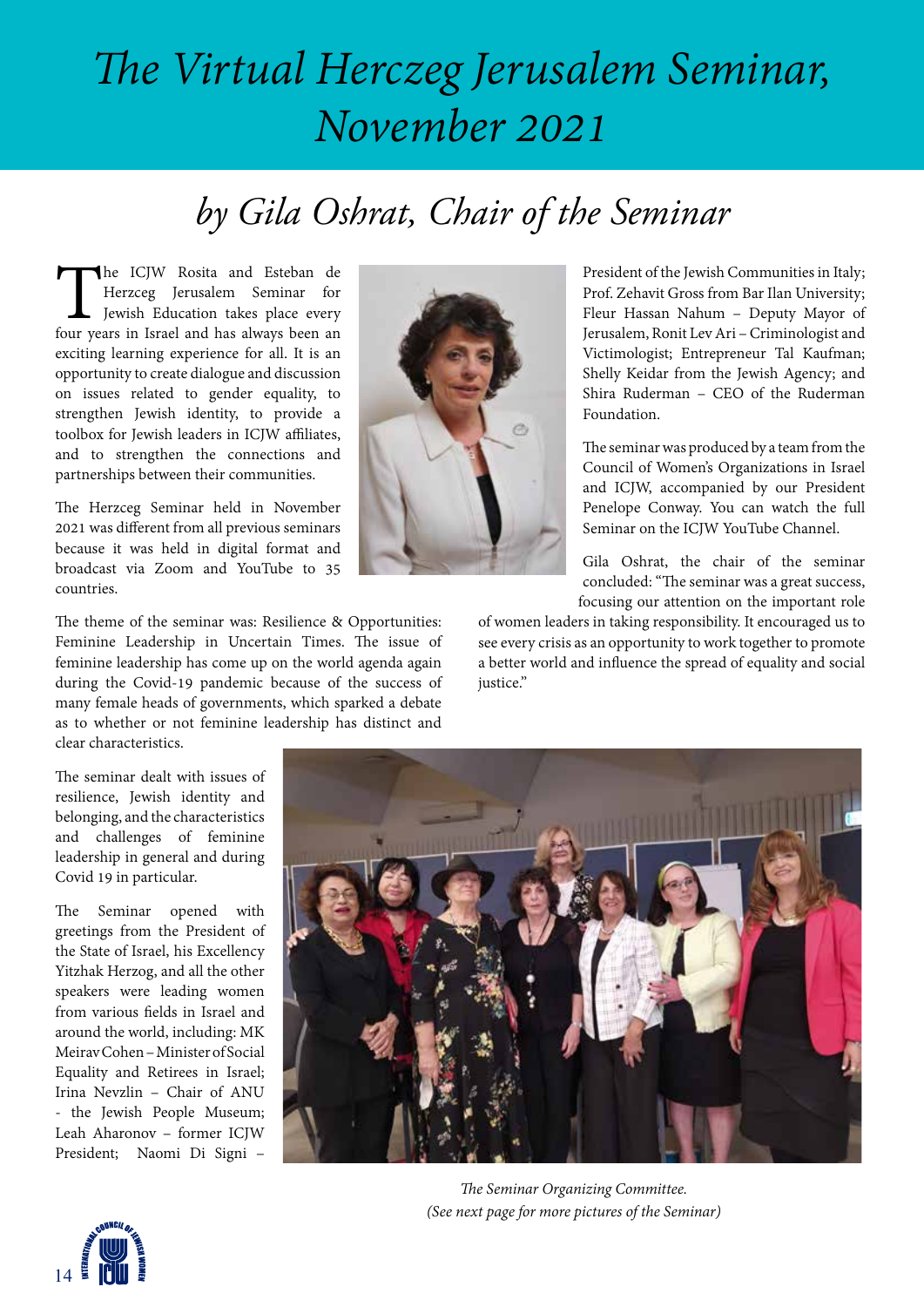# *The Virtual Herczeg Jerusalem Seminar, November 2021*

## *by Gila Oshrat, Chair of the Seminar*

The ICJW Rosita and Esteban de Herczeg Jerusalem Seminar for Jewish Education takes place every four years in Israel and has always been an exciting learning experience for all. It is an opportunity to create dialogue and discussion on issues related to gender equality, to strengthen Jewish identity, to provide a toolbox for Jewish leaders in ICJW affiliates, and to strengthen the connections and partnerships between their communities.

The Herzceg Seminar held in November 2021 was different from all previous seminars because it was held in digital format and broadcast via Zoom and YouTube to 35 countries.

The theme of the seminar was: Resilience & Opportunities: Feminine Leadership in Uncertain Times. The issue of feminine leadership has come up on the world agenda again during the Covid-19 pandemic because of the success of many female heads of governments, which sparked a debate as to whether or not feminine leadership has distinct and clear characteristics.

The seminar dealt with issues of resilience, Jewish identity and belonging, and the characteristics and challenges of feminine leadership in general and during Covid 19 in particular.

The Seminar opened with greetings from the President of the State of Israel, his Excellency Yitzhak Herzog, and all the other speakers were leading women from various fields in Israel and around the world, including: MK Meirav Cohen – Minister of Social Equality and Retirees in Israel; Irina Nevzlin – Chair of ANU - the Jewish People Museum; Leah Aharonov – former ICJW President; Naomi Di Signi – President of the Jewish Communities in Italy; Prof. Zehavit Gross from Bar Ilan University; Fleur Hassan Nahum – Deputy Mayor of Jerusalem, Ronit Lev Ari – Criminologist and Victimologist; Entrepreneur Tal Kaufman; Shelly Keidar from the Jewish Agency; and Shira Ruderman – CEO of the Ruderman Foundation.

The seminar was produced by a team from the Council of Women's Organizations in Israel and ICJW, accompanied by our President Penelope Conway. You can watch the full Seminar on the ICJW YouTube Channel.

Gila Oshrat, the chair of the seminar concluded: "The seminar was a great success, focusing our attention on the important role of women leaders in taking responsibility. It encouraged us to see every crisis as an opportunity to work together to promote a better world and influence the spread of equality and social justice."

*The Seminar Organizing Committee.*
*(See next page for more pictures of the Seminar)*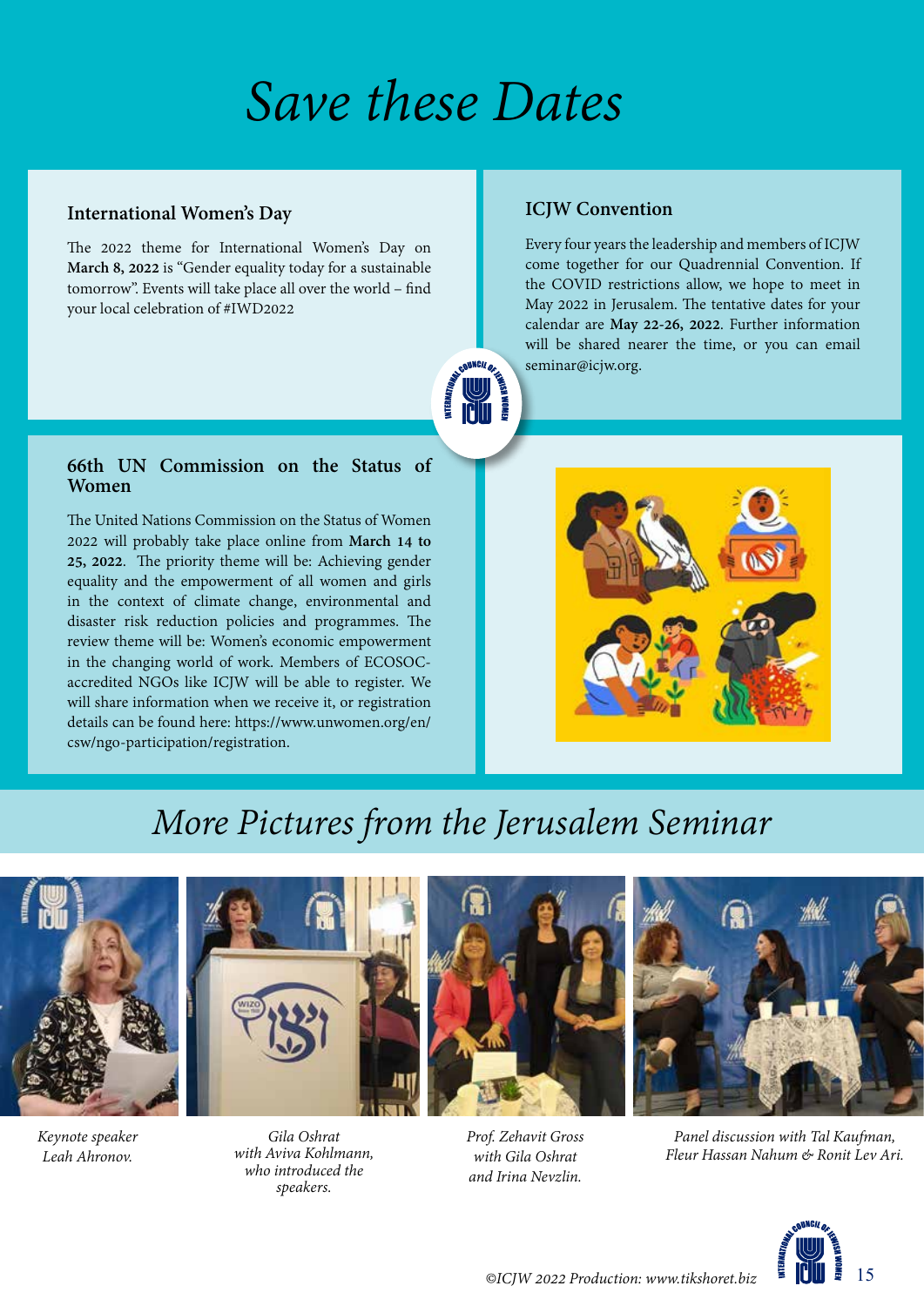# Save these Dates

## International Women's Day

The 2022 theme for International Women's Day on **March 8, 2022** is "Gender equality today for a sustainable tomorrow". Events will take place all over the world – find your local celebration of #IWD2022

## ICJW Convention

Every four years the leadership and members of ICJW come together for our Quadrennial Convention. If the COVID restrictions allow, we hope to meet in May 2022 in Jerusalem. The tentative dates for your calendar are **May 22-26, 2022**. Further information will be shared nearer the time, or you can email seminar@icjw.org.

## 66th UN Commission on the Status of Women

The United Nations Commission on the Status of Women 2022 will probably take place online from **March 14 to 25, 2022**. The priority theme will be: Achieving gender equality and the empowerment of all women and girls in the context of climate change, environmental and disaster risk reduction policies and programmes. The review theme will be: Women's economic empowerment in the changing world of work. Members of ECOSOC-accredited NGOs like ICJW will be able to register. We will share information when we receive it, or registration details can be found here: https://www.unwomen.org/en/csw/ngo-participation/registration.

# More Pictures from the Jerusalem Seminar

*Keynote speaker Leah Ahronov.*

*Gila Oshrat with Aviva Kohlmann, who introduced the speakers.*

*Prof. Zehavit Gross with Gila Oshrat and Irina Nevzlin.*

*Panel discussion with Tal Kaufman, Fleur Hassan Nahum & Ronit Lev Ari.*

*©ICJW 2022 Production: www.tikshoret.biz*